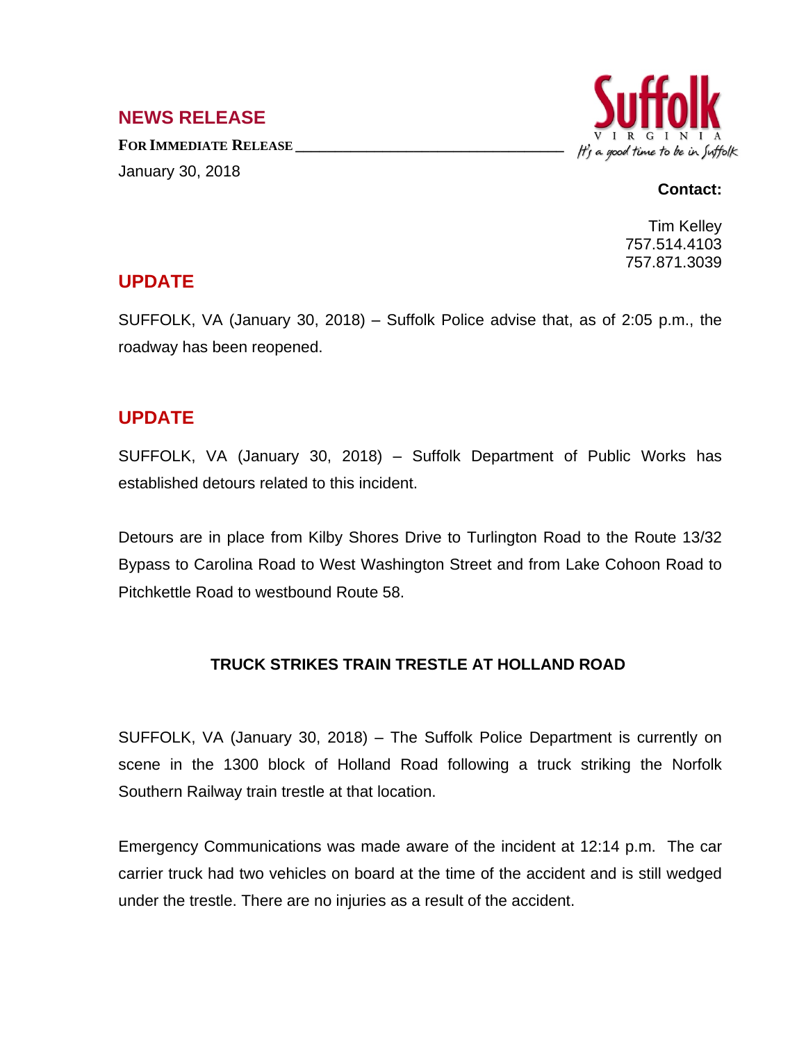## NEWS RELEASE

**FOR IMMEDIATE RELEASE**

January 30, 2018

Suffolk VIRGINIA — It's a good time to be in Suffolk

**Contact:**

Tim Kelley
757.514.4103
757.871.3039

## UPDATE

SUFFOLK, VA (January 30, 2018) – Suffolk Police advise that, as of 2:05 p.m., the roadway has been reopened.

## UPDATE

SUFFOLK, VA (January 30, 2018) – Suffolk Department of Public Works has established detours related to this incident.

Detours are in place from Kilby Shores Drive to Turlington Road to the Route 13/32 Bypass to Carolina Road to West Washington Street and from Lake Cohoon Road to Pitchkettle Road to westbound Route 58.

### TRUCK STRIKES TRAIN TRESTLE AT HOLLAND ROAD

SUFFOLK, VA (January 30, 2018) – The Suffolk Police Department is currently on scene in the 1300 block of Holland Road following a truck striking the Norfolk Southern Railway train trestle at that location.

Emergency Communications was made aware of the incident at 12:14 p.m. The car carrier truck had two vehicles on board at the time of the accident and is still wedged under the trestle. There are no injuries as a result of the accident.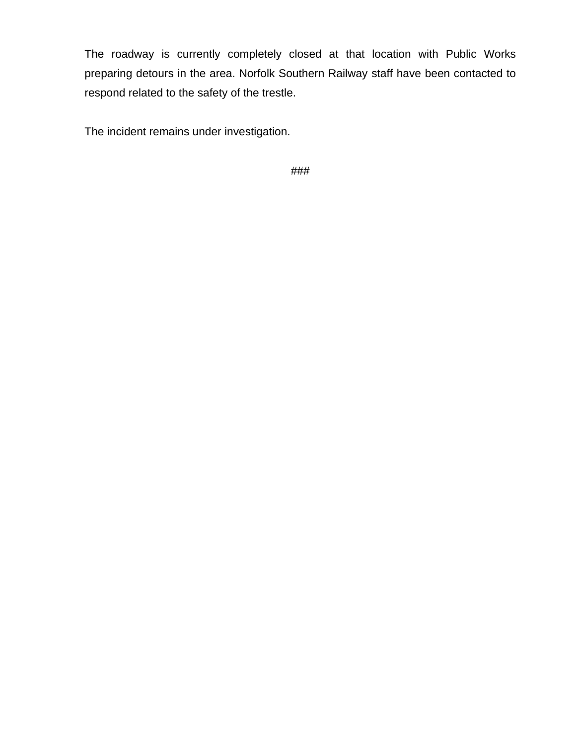The roadway is currently completely closed at that location with Public Works preparing detours in the area. Norfolk Southern Railway staff have been contacted to respond related to the safety of the trestle.

The incident remains under investigation.

###